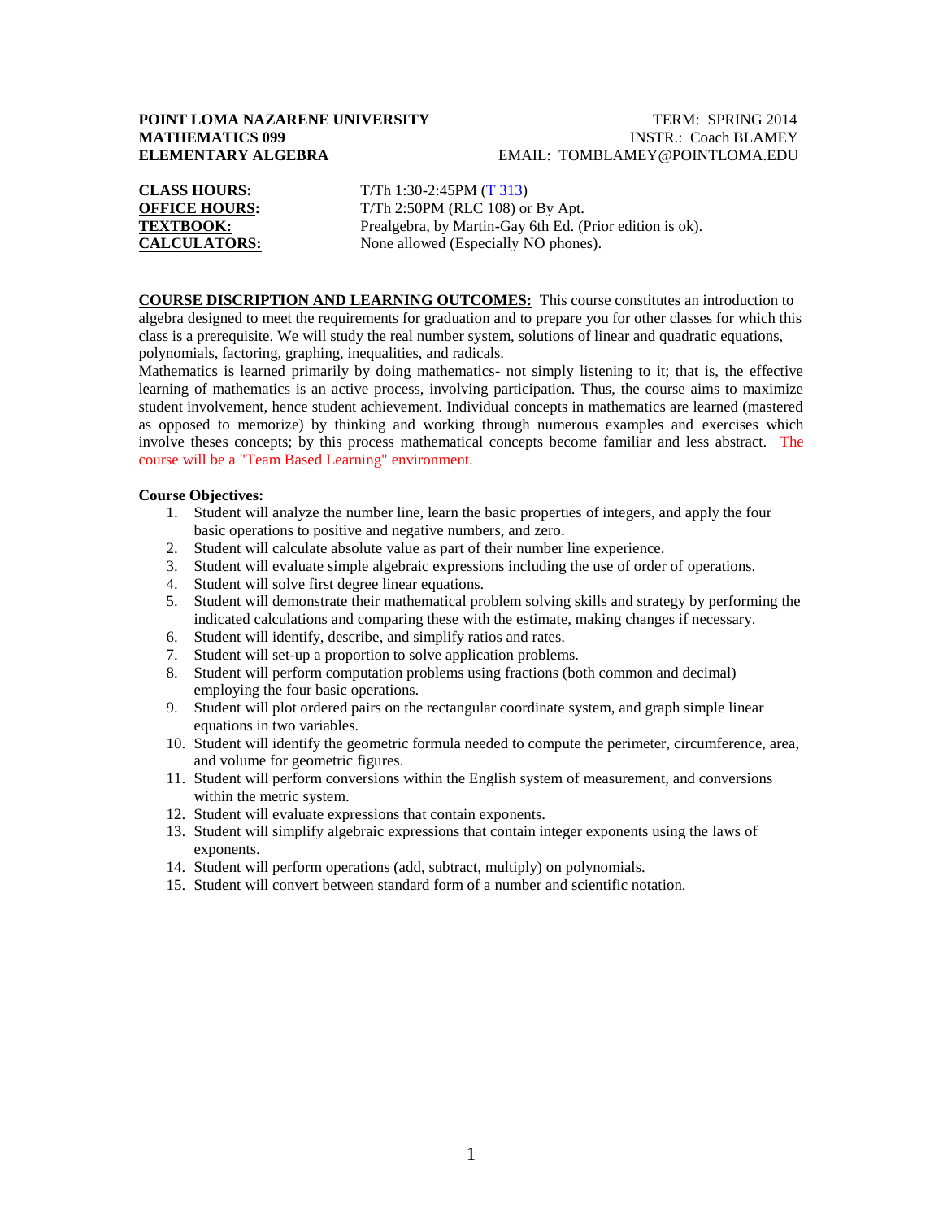**POINT LOMA NAZARENE UNIVERSITY** TERM: SPRING 2014
**MATHEMATICS 099** INSTR.: Coach BLAMEY
**ELEMENTARY ALGEBRA** EMAIL: TOMBLAMEY@POINTLOMA.EDU

**CLASS HOURS:** T/Th 1:30-2:45PM (T 313)
**OFFICE HOURS:** T/Th 2:50PM (RLC 108) or By Apt.
**TEXTBOOK:** Prealgebra, by Martin-Gay 6th Ed. (Prior edition is ok).
**CALCULATORS:** None allowed (Especially NO phones).

**COURSE DISCRIPTION AND LEARNING OUTCOMES:** This course constitutes an introduction to algebra designed to meet the requirements for graduation and to prepare you for other classes for which this class is a prerequisite. We will study the real number system, solutions of linear and quadratic equations, polynomials, factoring, graphing, inequalities, and radicals.
Mathematics is learned primarily by doing mathematics- not simply listening to it; that is, the effective learning of mathematics is an active process, involving participation. Thus, the course aims to maximize student involvement, hence student achievement. Individual concepts in mathematics are learned (mastered as opposed to memorize) by thinking and working through numerous examples and exercises which involve theses concepts; by this process mathematical concepts become familiar and less abstract. The course will be a "Team Based Learning" environment.

**Course Objectives:**

1. Student will analyze the number line, learn the basic properties of integers, and apply the four basic operations to positive and negative numbers, and zero.
2. Student will calculate absolute value as part of their number line experience.
3. Student will evaluate simple algebraic expressions including the use of order of operations.
4. Student will solve first degree linear equations.
5. Student will demonstrate their mathematical problem solving skills and strategy by performing the indicated calculations and comparing these with the estimate, making changes if necessary.
6. Student will identify, describe, and simplify ratios and rates.
7. Student will set-up a proportion to solve application problems.
8. Student will perform computation problems using fractions (both common and decimal) employing the four basic operations.
9. Student will plot ordered pairs on the rectangular coordinate system, and graph simple linear equations in two variables.
10. Student will identify the geometric formula needed to compute the perimeter, circumference, area, and volume for geometric figures.
11. Student will perform conversions within the English system of measurement, and conversions within the metric system.
12. Student will evaluate expressions that contain exponents.
13. Student will simplify algebraic expressions that contain integer exponents using the laws of exponents.
14. Student will perform operations (add, subtract, multiply) on polynomials.
15. Student will convert between standard form of a number and scientific notation.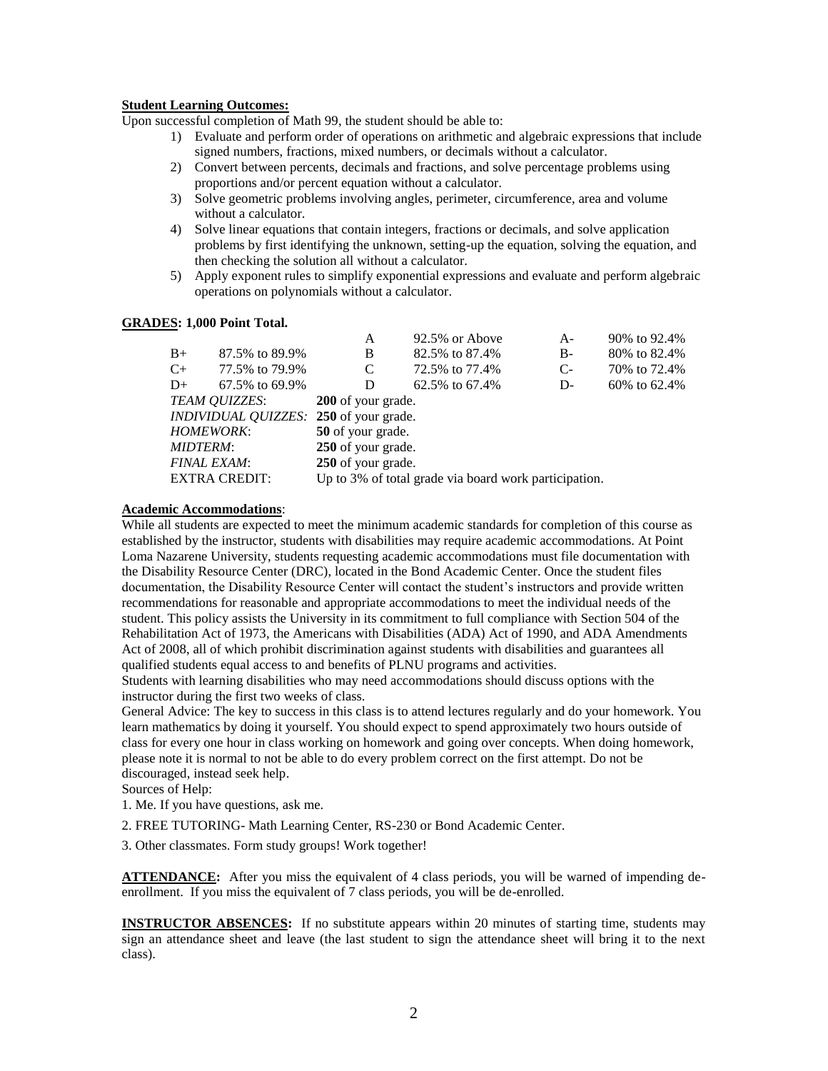**Student Learning Outcomes:**

Upon successful completion of Math 99, the student should be able to:

1) Evaluate and perform order of operations on arithmetic and algebraic expressions that include signed numbers, fractions, mixed numbers, or decimals without a calculator.
2) Convert between percents, decimals and fractions, and solve percentage problems using proportions and/or percent equation without a calculator.
3) Solve geometric problems involving angles, perimeter, circumference, area and volume without a calculator.
4) Solve linear equations that contain integers, fractions or decimals, and solve application problems by first identifying the unknown, setting-up the equation, solving the equation, and then checking the solution all without a calculator.
5) Apply exponent rules to simplify exponential expressions and evaluate and perform algebraic operations on polynomials without a calculator.

**GRADES: 1,000 Point Total.**

| | | | | | |
|---|---|---|---|---|---|
| | | A | 92.5% or Above | A- | 90% to 92.4% |
| B+ | 87.5% to 89.9% | B | 82.5% to 87.4% | B- | 80% to 82.4% |
| C+ | 77.5% to 79.9% | C | 72.5% to 77.4% | C- | 70% to 72.4% |
| D+ | 67.5% to 69.9% | D | 62.5% to 67.4% | D- | 60% to 62.4% |

*TEAM QUIZZES*: **200** of your grade.
*INDIVIDUAL QUIZZES:* **250** of your grade.
*HOMEWORK*: **50** of your grade.
*MIDTERM*: **250** of your grade.
*FINAL EXAM*: **250** of your grade.
EXTRA CREDIT: Up to 3% of total grade via board work participation.

**Academic Accommodations**:

While all students are expected to meet the minimum academic standards for completion of this course as established by the instructor, students with disabilities may require academic accommodations. At Point Loma Nazarene University, students requesting academic accommodations must file documentation with the Disability Resource Center (DRC), located in the Bond Academic Center. Once the student files documentation, the Disability Resource Center will contact the student's instructors and provide written recommendations for reasonable and appropriate accommodations to meet the individual needs of the student. This policy assists the University in its commitment to full compliance with Section 504 of the Rehabilitation Act of 1973, the Americans with Disabilities (ADA) Act of 1990, and ADA Amendments Act of 2008, all of which prohibit discrimination against students with disabilities and guarantees all qualified students equal access to and benefits of PLNU programs and activities.

Students with learning disabilities who may need accommodations should discuss options with the instructor during the first two weeks of class.

General Advice: The key to success in this class is to attend lectures regularly and do your homework. You learn mathematics by doing it yourself. You should expect to spend approximately two hours outside of class for every one hour in class working on homework and going over concepts. When doing homework, please note it is normal to not be able to do every problem correct on the first attempt. Do not be discouraged, instead seek help.

Sources of Help:

1. Me. If you have questions, ask me.
2. FREE TUTORING- Math Learning Center, RS-230 or Bond Academic Center.
3. Other classmates. Form study groups! Work together!

**ATTENDANCE:** After you miss the equivalent of 4 class periods, you will be warned of impending de-enrollment. If you miss the equivalent of 7 class periods, you will be de-enrolled.

**INSTRUCTOR ABSENCES:** If no substitute appears within 20 minutes of starting time, students may sign an attendance sheet and leave (the last student to sign the attendance sheet will bring it to the next class).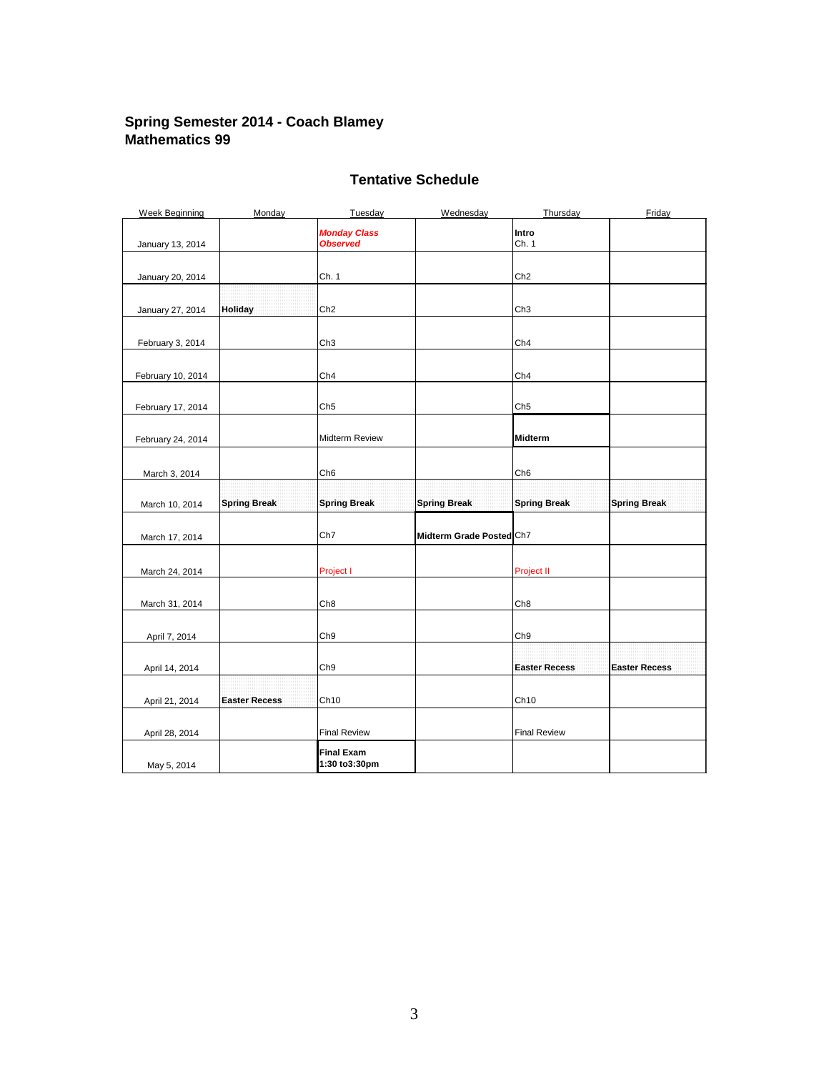**Spring Semester 2014 - Coach Blamey**
**Mathematics 99**

## Tentative Schedule

| Week Beginning | Monday | Tuesday | Wednesday | Thursday | Friday |
|---|---|---|---|---|---|
| January 13, 2014 | | ***Monday Class Observed*** | | **Intro** Ch. 1 | |
| January 20, 2014 | | Ch. 1 | | Ch2 | |
| January 27, 2014 | **Holiday** | Ch2 | | Ch3 | |
| February 3, 2014 | | Ch3 | | Ch4 | |
| February 10, 2014 | | Ch4 | | Ch4 | |
| February 17, 2014 | | Ch5 | | Ch5 | |
| February 24, 2014 | | Midterm Review | | **Midterm** | |
| March 3, 2014 | | Ch6 | | Ch6 | |
| March 10, 2014 | **Spring Break** | **Spring Break** | **Spring Break** | **Spring Break** | **Spring Break** |
| March 17, 2014 | | Ch7 | **Midterm Grade Posted** | Ch7 | |
| March 24, 2014 | | Project I | | Project II | |
| March 31, 2014 | | Ch8 | | Ch8 | |
| April 7, 2014 | | Ch9 | | Ch9 | |
| April 14, 2014 | | Ch9 | | **Easter Recess** | **Easter Recess** |
| April 21, 2014 | **Easter Recess** | Ch10 | | Ch10 | |
| April 28, 2014 | | Final Review | | Final Review | |
| May 5, 2014 | | **Final Exam 1:30 to3:30pm** | | | |